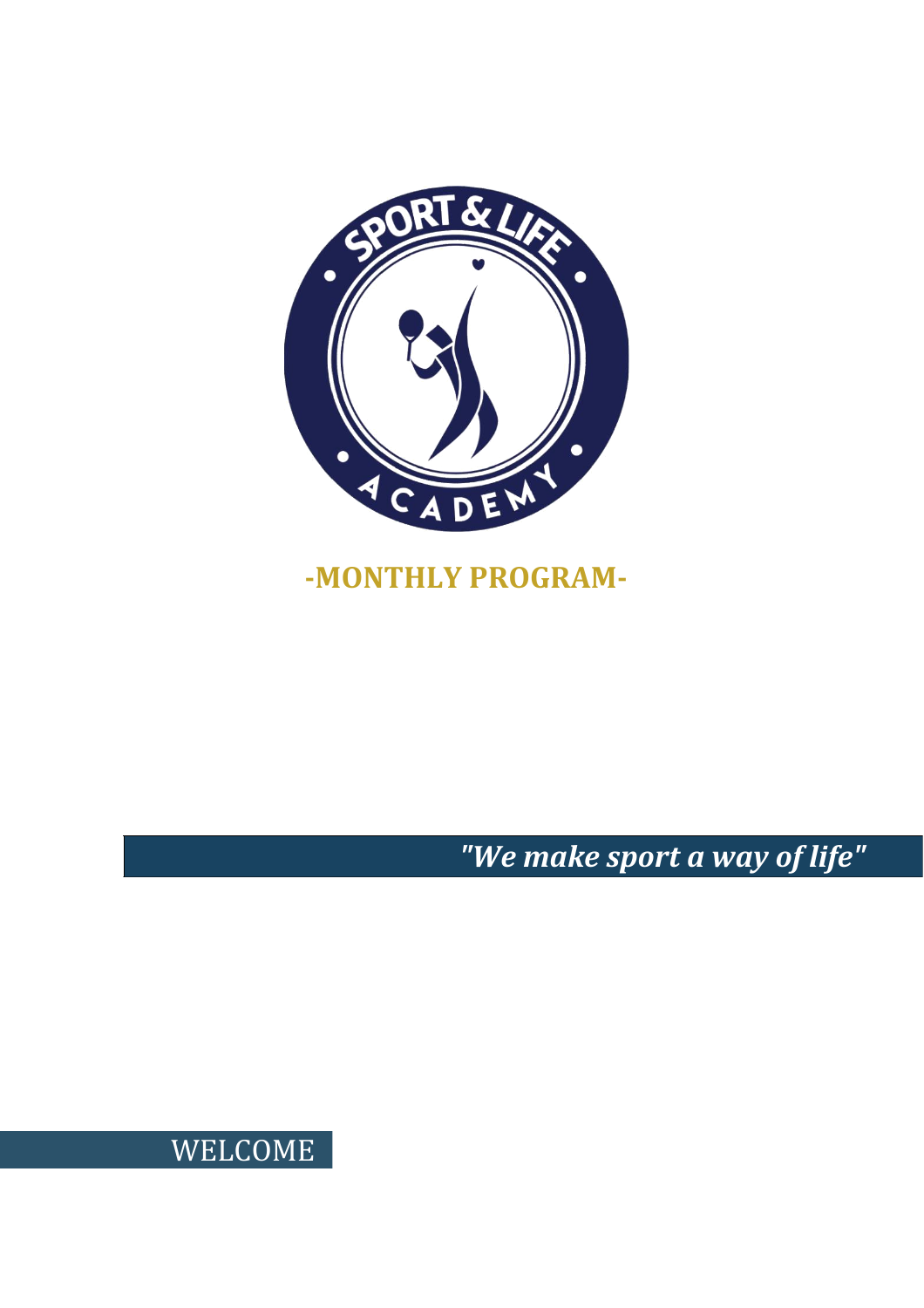# -MONTHLY PROGRAM-

***"We make sport a way of life"***

## WELCOME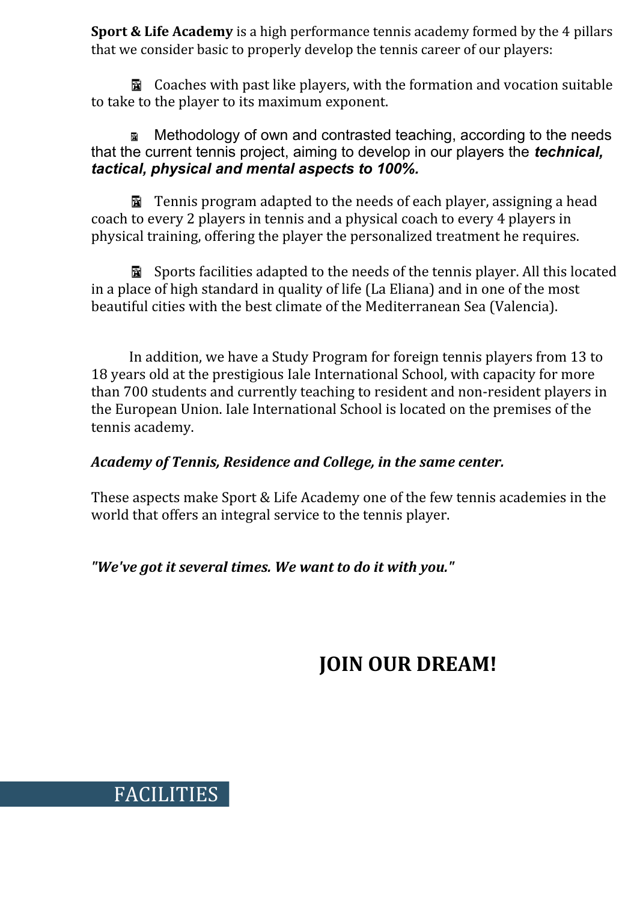**Sport & Life Academy** is a high performance tennis academy formed by the 4 pillars that we consider basic to properly develop the tennis career of our players:

- Coaches with past like players, with the formation and vocation suitable to take to the player to its maximum exponent.

- Methodology of own and contrasted teaching, according to the needs that the current tennis project, aiming to develop in our players the ***technical, tactical, physical and mental aspects to 100%.***

- Tennis program adapted to the needs of each player, assigning a head coach to every 2 players in tennis and a physical coach to every 4 players in physical training, offering the player the personalized treatment he requires.

- Sports facilities adapted to the needs of the tennis player. All this located in a place of high standard in quality of life (La Eliana) and in one of the most beautiful cities with the best climate of the Mediterranean Sea (Valencia).

In addition, we have a Study Program for foreign tennis players from 13 to 18 years old at the prestigious Iale International School, with capacity for more than 700 students and currently teaching to resident and non-resident players in the European Union. Iale International School is located on the premises of the tennis academy.

***Academy of Tennis, Residence and College, in the same center.***

These aspects make Sport & Life Academy one of the few tennis academies in the world that offers an integral service to the tennis player.

***"We've got it several times. We want to do it with you."***

**JOIN OUR DREAM!**

## FACILITIES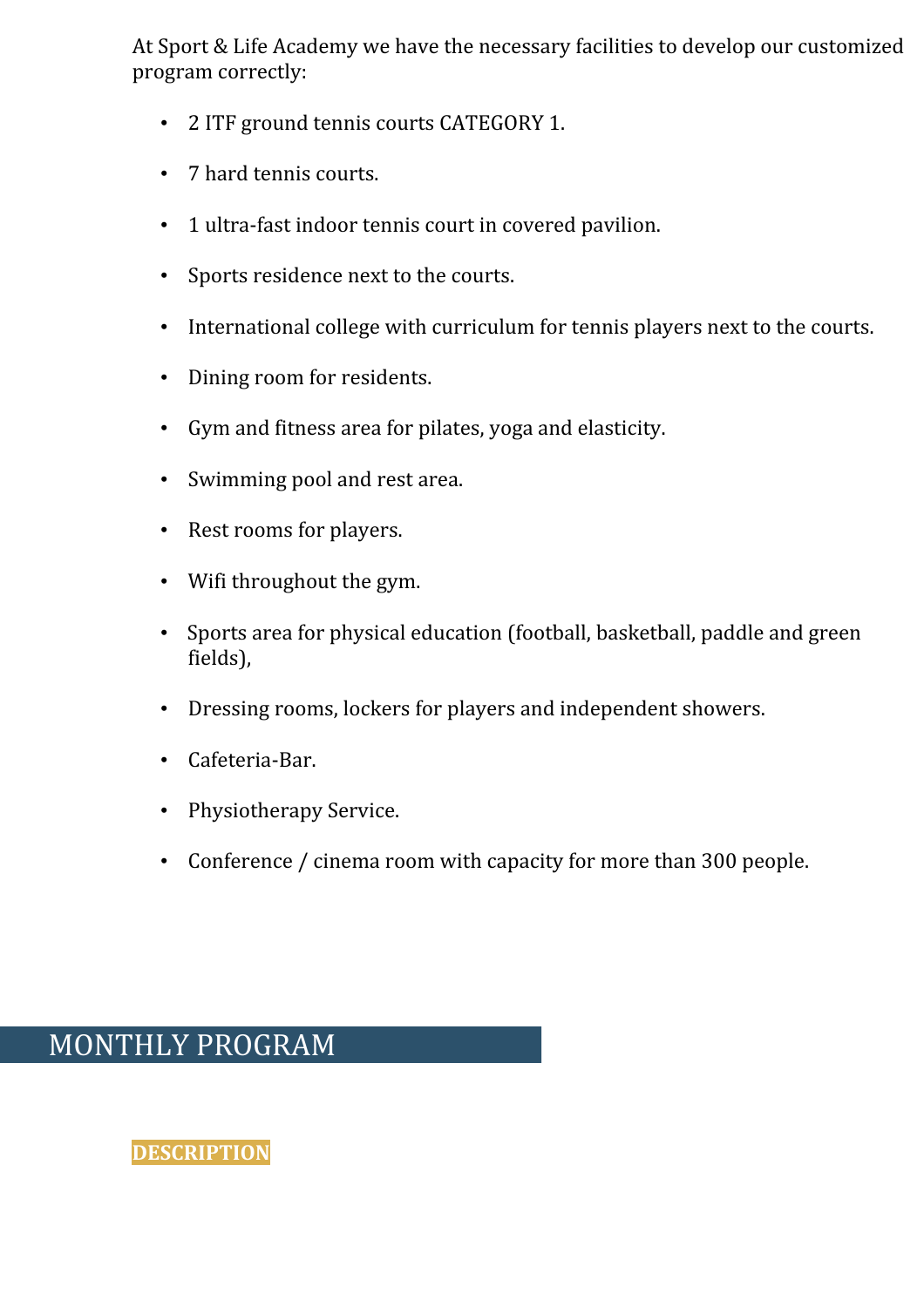At Sport & Life Academy we have the necessary facilities to develop our customized program correctly:

- 2 ITF ground tennis courts CATEGORY 1.
- 7 hard tennis courts.
- 1 ultra-fast indoor tennis court in covered pavilion.
- Sports residence next to the courts.
- International college with curriculum for tennis players next to the courts.
- Dining room for residents.
- Gym and fitness area for pilates, yoga and elasticity.
- Swimming pool and rest area.
- Rest rooms for players.
- Wifi throughout the gym.
- Sports area for physical education (football, basketball, paddle and green fields),
- Dressing rooms, lockers for players and independent showers.
- Cafeteria-Bar.
- Physiotherapy Service.
- Conference / cinema room with capacity for more than 300 people.

## MONTHLY PROGRAM

**DESCRIPTION**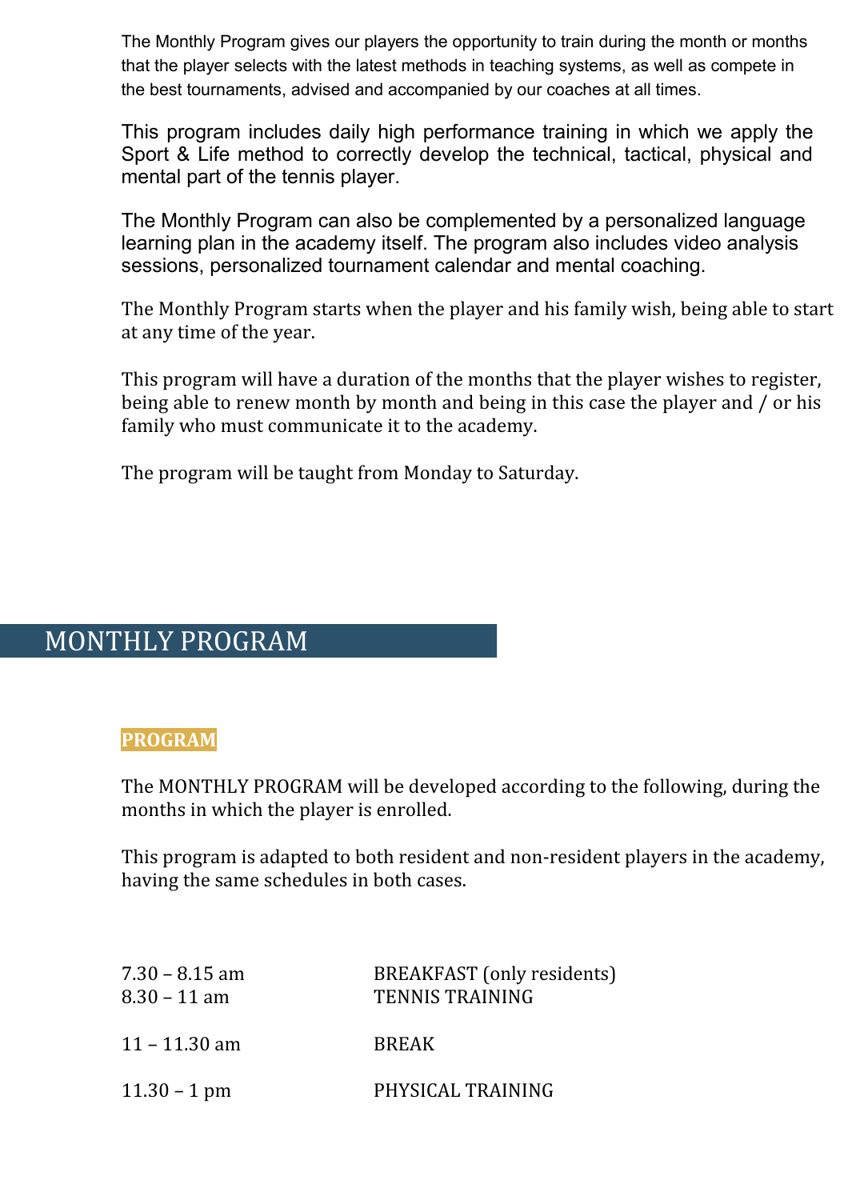The Monthly Program gives our players the opportunity to train during the month or months that the player selects with the latest methods in teaching systems, as well as compete in the best tournaments, advised and accompanied by our coaches at all times.

This program includes daily high performance training in which we apply the Sport & Life method to correctly develop the technical, tactical, physical and mental part of the tennis player.

The Monthly Program can also be complemented by a personalized language learning plan in the academy itself. The program also includes video analysis sessions, personalized tournament calendar and mental coaching.

The Monthly Program starts when the player and his family wish, being able to start at any time of the year.

This program will have a duration of the months that the player wishes to register, being able to renew month by month and being in this case the player and / or his family who must communicate it to the academy.

The program will be taught from Monday to Saturday.

## MONTHLY PROGRAM

### PROGRAM

The MONTHLY PROGRAM will be developed according to the following, during the months in which the player is enrolled.

This program is adapted to both resident and non-resident players in the academy, having the same schedules in both cases.

| | |
|---|---|
| 7.30 – 8.15 am | BREAKFAST (only residents) |
| 8.30 – 11 am | TENNIS TRAINING |
| 11 – 11.30 am | BREAK |
| 11.30 – 1 pm | PHYSICAL TRAINING |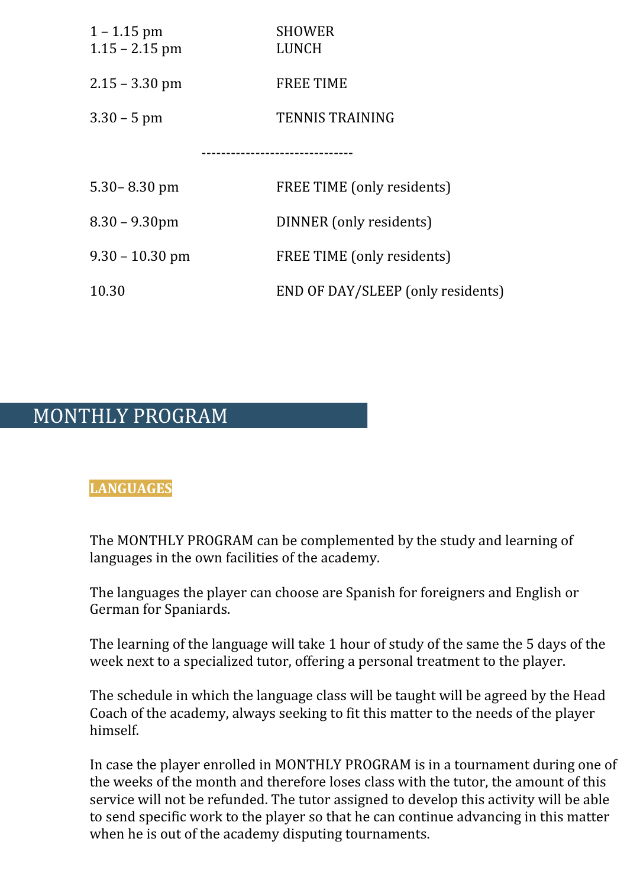| | |
|---|---|
| 1 – 1.15 pm | SHOWER |
| 1.15 – 2.15 pm | LUNCH |
| 2.15 – 3.30 pm | FREE TIME |
| 3.30 – 5 pm | TENNIS TRAINING |

-------------------------------

| | |
|---|---|
| 5.30– 8.30 pm | FREE TIME (only residents) |
| 8.30 – 9.30pm | DINNER (only residents) |
| 9.30 – 10.30 pm | FREE TIME (only residents) |
| 10.30 | END OF DAY/SLEEP (only residents) |

## MONTHLY PROGRAM

### LANGUAGES

The MONTHLY PROGRAM can be complemented by the study and learning of languages in the own facilities of the academy.

The languages the player can choose are Spanish for foreigners and English or German for Spaniards.

The learning of the language will take 1 hour of study of the same the 5 days of the week next to a specialized tutor, offering a personal treatment to the player.

The schedule in which the language class will be taught will be agreed by the Head Coach of the academy, always seeking to fit this matter to the needs of the player himself.

In case the player enrolled in MONTHLY PROGRAM is in a tournament during one of the weeks of the month and therefore loses class with the tutor, the amount of this service will not be refunded. The tutor assigned to develop this activity will be able to send specific work to the player so that he can continue advancing in this matter when he is out of the academy disputing tournaments.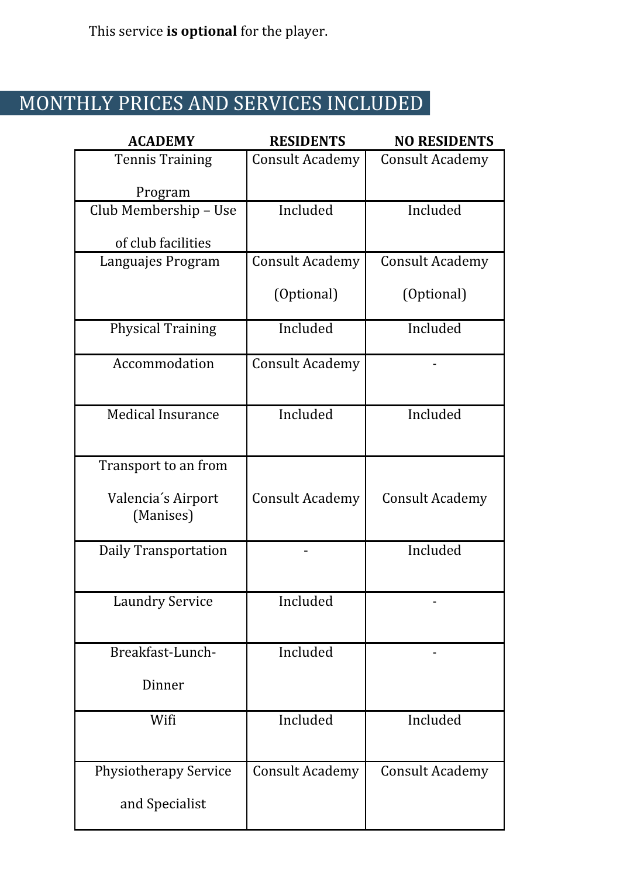This service **is optional** for the player.

## MONTHLY PRICES AND SERVICES INCLUDED

| ACADEMY | RESIDENTS | NO RESIDENTS |
|---|---|---|
| Tennis Training Program | Consult Academy | Consult Academy |
| Club Membership – Use of club facilities | Included | Included |
| Languajes Program | Consult Academy (Optional) | Consult Academy (Optional) |
| Physical Training | Included | Included |
| Accommodation | Consult Academy | - |
| Medical Insurance | Included | Included |
| Transport to an from Valencia´s Airport (Manises) | Consult Academy | Consult Academy |
| Daily Transportation | - | Included |
| Laundry Service | Included | - |
| Breakfast-Lunch-Dinner | Included | - |
| Wifi | Included | Included |
| Physiotherapy Service and Specialist | Consult Academy | Consult Academy |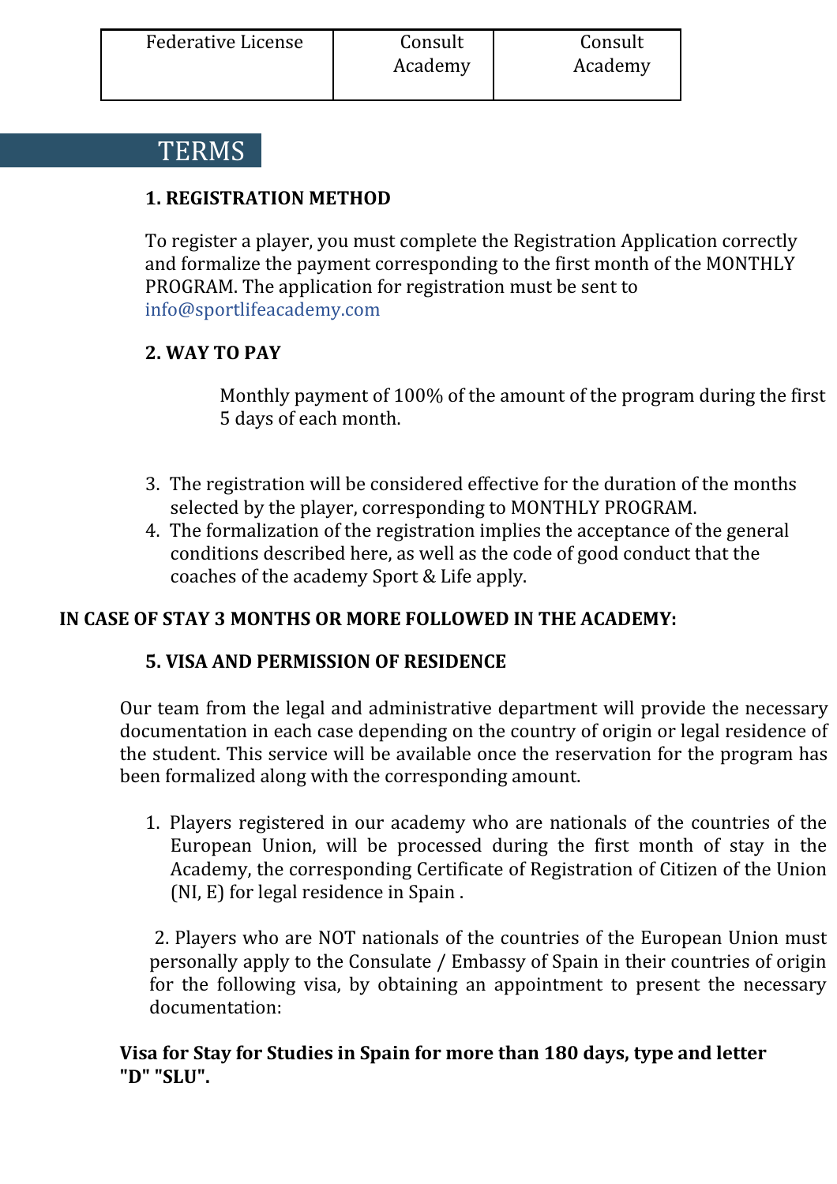| Federative License | Consult Academy | Consult Academy |
| --- | --- | --- |

## TERMS

**1. REGISTRATION METHOD**

To register a player, you must complete the Registration Application correctly and formalize the payment corresponding to the first month of the MONTHLY PROGRAM. The application for registration must be sent to info@sportlifeacademy.com

**2. WAY TO PAY**

Monthly payment of 100% of the amount of the program during the first 5 days of each month.

3. The registration will be considered effective for the duration of the months selected by the player, corresponding to MONTHLY PROGRAM.
4. The formalization of the registration implies the acceptance of the general conditions described here, as well as the code of good conduct that the coaches of the academy Sport & Life apply.

**IN CASE OF STAY 3 MONTHS OR MORE FOLLOWED IN THE ACADEMY:**

**5. VISA AND PERMISSION OF RESIDENCE**

Our team from the legal and administrative department will provide the necessary documentation in each case depending on the country of origin or legal residence of the student. This service will be available once the reservation for the program has been formalized along with the corresponding amount.

1. Players registered in our academy who are nationals of the countries of the European Union, will be processed during the first month of stay in the Academy, the corresponding Certificate of Registration of Citizen of the Union (NI, E) for legal residence in Spain .

2. Players who are NOT nationals of the countries of the European Union must personally apply to the Consulate / Embassy of Spain in their countries of origin for the following visa, by obtaining an appointment to present the necessary documentation:

**Visa for Stay for Studies in Spain for more than 180 days, type and letter "D" "SLU".**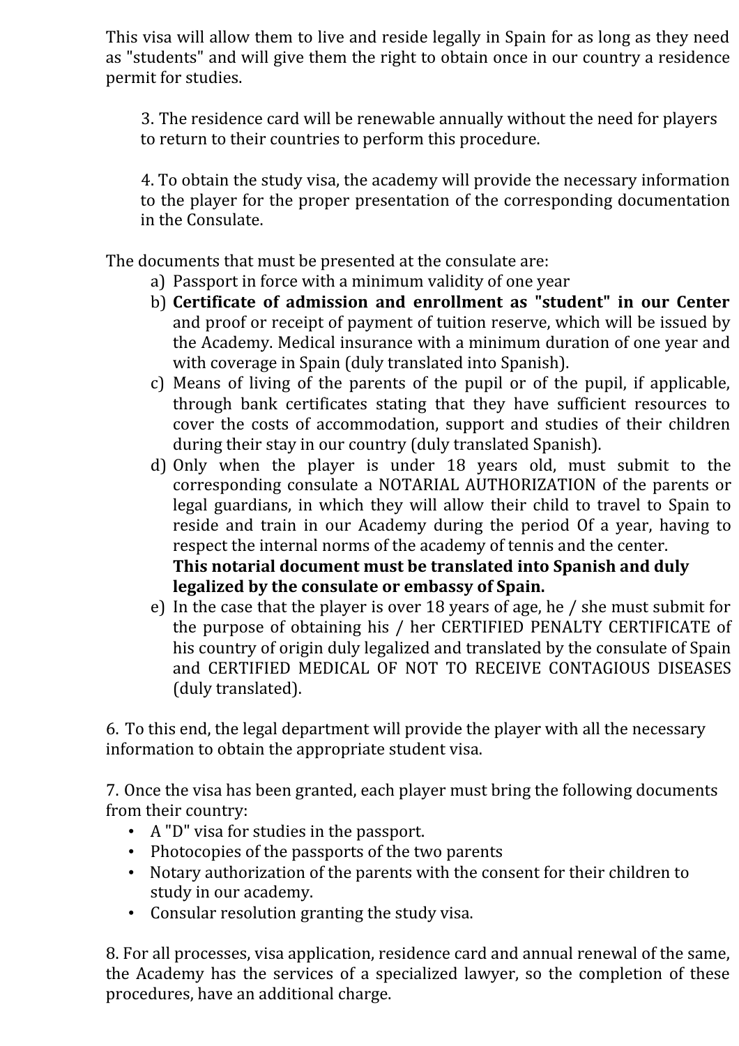This visa will allow them to live and reside legally in Spain for as long as they need as "students" and will give them the right to obtain once in our country a residence permit for studies.

3. The residence card will be renewable annually without the need for players to return to their countries to perform this procedure.

4. To obtain the study visa, the academy will provide the necessary information to the player for the proper presentation of the corresponding documentation in the Consulate.

The documents that must be presented at the consulate are:

a) Passport in force with a minimum validity of one year
b) **Certificate of admission and enrollment as "student" in our Center** and proof or receipt of payment of tuition reserve, which will be issued by the Academy. Medical insurance with a minimum duration of one year and with coverage in Spain (duly translated into Spanish).
c) Means of living of the parents of the pupil or of the pupil, if applicable, through bank certificates stating that they have sufficient resources to cover the costs of accommodation, support and studies of their children during their stay in our country (duly translated Spanish).
d) Only when the player is under 18 years old, must submit to the corresponding consulate a NOTARIAL AUTHORIZATION of the parents or legal guardians, in which they will allow their child to travel to Spain to reside and train in our Academy during the period Of a year, having to respect the internal norms of the academy of tennis and the center.
   **This notarial document must be translated into Spanish and duly legalized by the consulate or embassy of Spain.**
e) In the case that the player is over 18 years of age, he / she must submit for the purpose of obtaining his / her CERTIFIED PENALTY CERTIFICATE of his country of origin duly legalized and translated by the consulate of Spain and CERTIFIED MEDICAL OF NOT TO RECEIVE CONTAGIOUS DISEASES (duly translated).

6. To this end, the legal department will provide the player with all the necessary information to obtain the appropriate student visa.

7. Once the visa has been granted, each player must bring the following documents from their country:

- A "D" visa for studies in the passport.
- Photocopies of the passports of the two parents
- Notary authorization of the parents with the consent for their children to study in our academy.
- Consular resolution granting the study visa.

8. For all processes, visa application, residence card and annual renewal of the same, the Academy has the services of a specialized lawyer, so the completion of these procedures, have an additional charge.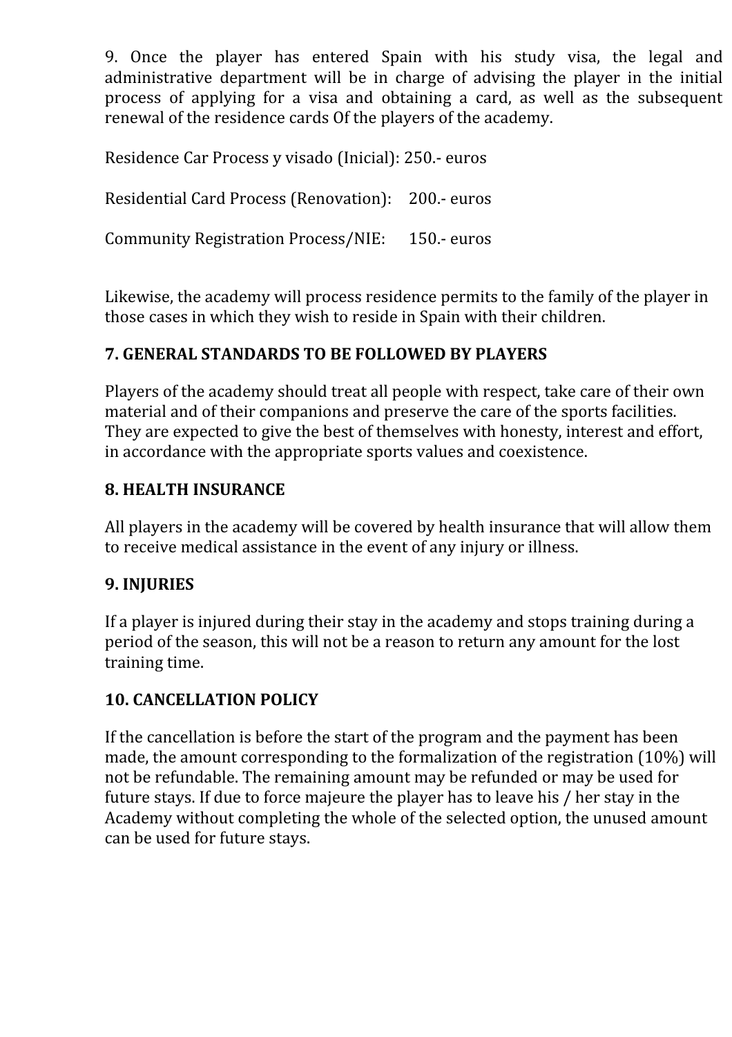9. Once the player has entered Spain with his study visa, the legal and administrative department will be in charge of advising the player in the initial process of applying for a visa and obtaining a card, as well as the subsequent renewal of the residence cards Of the players of the academy.

Residence Car Process y visado (Inicial): 250.- euros

Residential Card Process (Renovation): 200.- euros

Community Registration Process/NIE: 150.- euros

Likewise, the academy will process residence permits to the family of the player in those cases in which they wish to reside in Spain with their children.

## 7. GENERAL STANDARDS TO BE FOLLOWED BY PLAYERS

Players of the academy should treat all people with respect, take care of their own material and of their companions and preserve the care of the sports facilities. They are expected to give the best of themselves with honesty, interest and effort, in accordance with the appropriate sports values and coexistence.

## 8. HEALTH INSURANCE

All players in the academy will be covered by health insurance that will allow them to receive medical assistance in the event of any injury or illness.

## 9. INJURIES

If a player is injured during their stay in the academy and stops training during a period of the season, this will not be a reason to return any amount for the lost training time.

## 10. CANCELLATION POLICY

If the cancellation is before the start of the program and the payment has been made, the amount corresponding to the formalization of the registration (10%) will not be refundable. The remaining amount may be refunded or may be used for future stays. If due to force majeure the player has to leave his / her stay in the Academy without completing the whole of the selected option, the unused amount can be used for future stays.